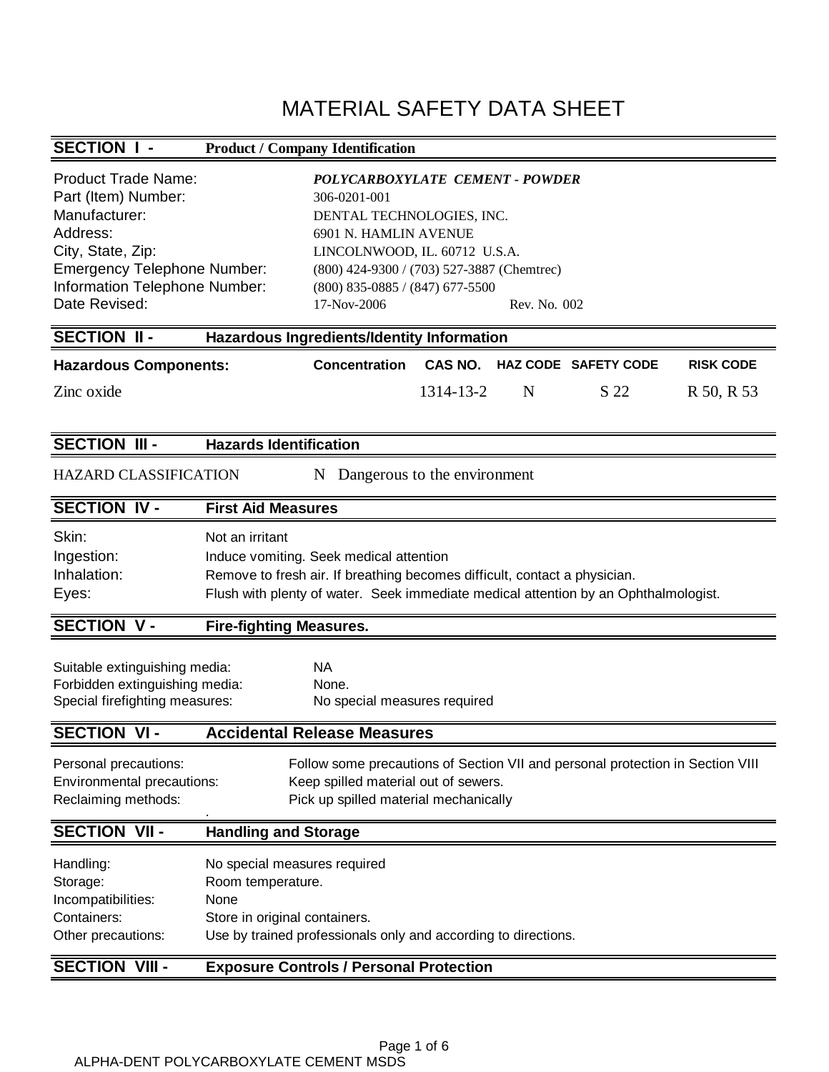# MATERIAL SAFETY DATA SHEET

## SECTION I - Product / Company Identification

| | |
|---|---|
| Product Trade Name: | ***POLYCARBOXYLATE CEMENT - POWDER*** |
| Part (Item) Number: | 306-0201-001 |
| Manufacturer: | DENTAL TECHNOLOGIES, INC. |
| Address: | 6901 N. HAMLIN AVENUE |
| City, State, Zip: | LINCOLNWOOD, IL. 60712 U.S.A. |
| Emergency Telephone Number: | (800) 424-9300 / (703) 527-3887 (Chemtrec) |
| Information Telephone Number: | (800) 835-0885 / (847) 677-5500 |
| Date Revised: | 17-Nov-2006 Rev. No. 002 |

## SECTION II - Hazardous Ingredients/Identity Information

| Hazardous Components: | Concentration | CAS NO. | HAZ CODE | SAFETY CODE | RISK CODE |
|---|---|---|---|---|---|
| Zinc oxide | | 1314-13-2 | N | S 22 | R 50, R 53 |

## SECTION III - Hazards Identification

HAZARD CLASSIFICATION N Dangerous to the environment

## SECTION IV - First Aid Measures

| | |
|---|---|
| Skin: | Not an irritant |
| Ingestion: | Induce vomiting. Seek medical attention |
| Inhalation: | Remove to fresh air. If breathing becomes difficult, contact a physician. |
| Eyes: | Flush with plenty of water. Seek immediate medical attention by an Ophthalmologist. |

## SECTION V - Fire-fighting Measures.

| | |
|---|---|
| Suitable extinguishing media: | NA |
| Forbidden extinguishing media: | None. |
| Special firefighting measures: | No special measures required |

## SECTION VI - Accidental Release Measures

| | |
|---|---|
| Personal precautions: | Follow some precautions of Section VII and personal protection in Section VIII |
| Environmental precautions: | Keep spilled material out of sewers. |
| Reclaiming methods: | Pick up spilled material mechanically |

## SECTION VII - Handling and Storage

| | |
|---|---|
| Handling: | No special measures required |
| Storage: | Room temperature. |
| Incompatibilities: | None |
| Containers: | Store in original containers. |
| Other precautions: | Use by trained professionals only and according to directions. |

## SECTION VIII - Exposure Controls / Personal Protection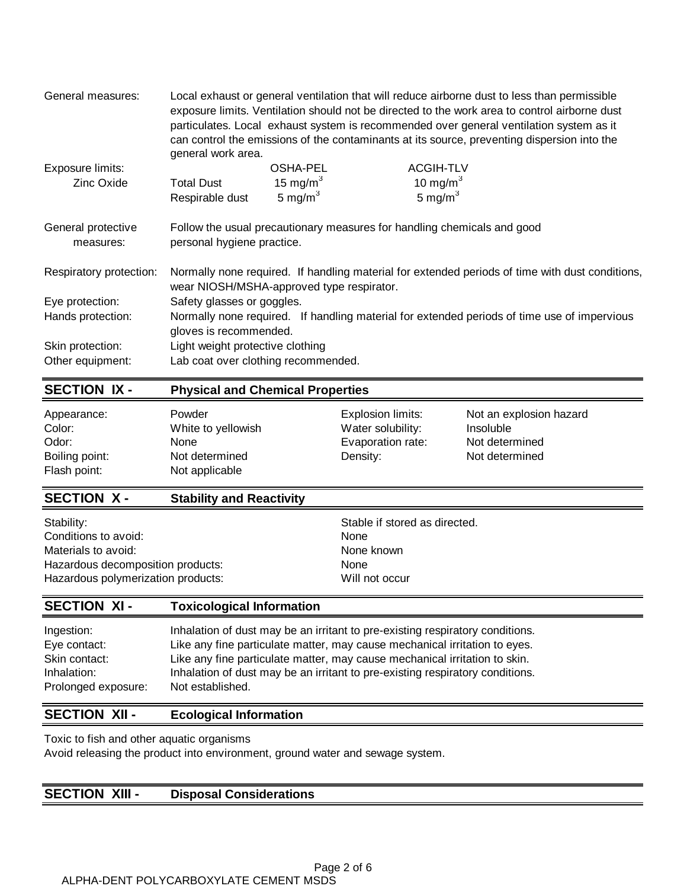| | |
|---|---|
| General measures: | Local exhaust or general ventilation that will reduce airborne dust to less than permissible exposure limits. Ventilation should not be directed to the work area to control airborne dust particulates. Local exhaust system is recommended over general ventilation system as it can control the emissions of the contaminants at its source, preventing dispersion into the general work area. |

| Exposure limits: | | OSHA-PEL | ACGIH-TLV |
|---|---|---|---|
| Zinc Oxide | Total Dust | 15 mg/m$^3$ | 10 mg/m$^3$ |
| | Respirable dust | 5 mg/m$^3$ | 5 mg/m$^3$ |

| | |
|---|---|
| General protective measures: | Follow the usual precautionary measures for handling chemicals and good personal hygiene practice. |
| Respiratory protection: | Normally none required. If handling material for extended periods of time with dust conditions, wear NIOSH/MSHA-approved type respirator. |
| Eye protection: | Safety glasses or goggles. |
| Hands protection: | Normally none required. If handling material for extended periods of time use of impervious gloves is recommended. |
| Skin protection: | Light weight protective clothing |
| Other equipment: | Lab coat over clothing recommended. |

## SECTION IX - Physical and Chemical Properties

| | | | |
|---|---|---|---|
| Appearance: | Powder | Explosion limits: | Not an explosion hazard |
| Color: | White to yellowish | Water solubility: | Insoluble |
| Odor: | None | Evaporation rate: | Not determined |
| Boiling point: | Not determined | Density: | Not determined |
| Flash point: | Not applicable | | |

## SECTION X - Stability and Reactivity

| | |
|---|---|
| Stability: | Stable if stored as directed. |
| Conditions to avoid: | None |
| Materials to avoid: | None known |
| Hazardous decomposition products: | None |
| Hazardous polymerization products: | Will not occur |

## SECTION XI - Toxicological Information

| | |
|---|---|
| Ingestion: | Inhalation of dust may be an irritant to pre-existing respiratory conditions. |
| Eye contact: | Like any fine particulate matter, may cause mechanical irritation to eyes. |
| Skin contact: | Like any fine particulate matter, may cause mechanical irritation to skin. |
| Inhalation: | Inhalation of dust may be an irritant to pre-existing respiratory conditions. |
| Prolonged exposure: | Not established. |

## SECTION XII - Ecological Information

Toxic to fish and other aquatic organisms
Avoid releasing the product into environment, ground water and sewage system.

## SECTION XIII - Disposal Considerations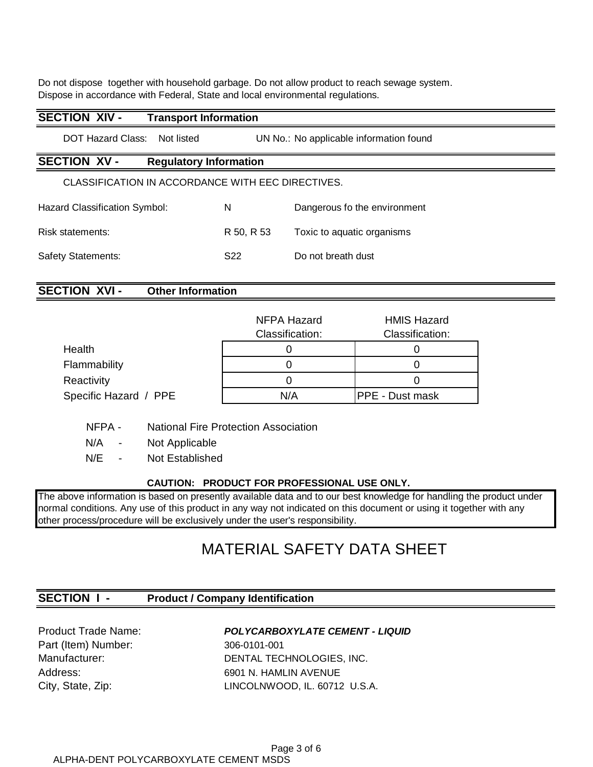Do not dispose together with household garbage. Do not allow product to reach sewage system.
Dispose in accordance with Federal, State and local environmental regulations.

## SECTION XIV - Transport Information

DOT Hazard Class: Not listed UN No.: No applicable information found

## SECTION XV - Regulatory Information

CLASSIFICATION IN ACCORDANCE WITH EEC DIRECTIVES.

| | | |
|---|---|---|
| Hazard Classification Symbol: | N | Dangerous fo the environment |
| Risk statements: | R 50, R 53 | Toxic to aquatic organisms |
| Safety Statements: | S22 | Do not breath dust |

## SECTION XVI - Other Information

| | NFPA Hazard Classification: | HMIS Hazard Classification: |
|---|---|---|
| Health | 0 | 0 |
| Flammability | 0 | 0 |
| Reactivity | 0 | 0 |
| Specific Hazard / PPE | N/A | PPE - Dust mask |

NFPA - National Fire Protection Association
N/A - Not Applicable
N/E - Not Established

**CAUTION: PRODUCT FOR PROFESSIONAL USE ONLY.**

The above information is based on presently available data and to our best knowledge for handling the product under normal conditions. Any use of this product in any way not indicated on this document or using it together with any other process/procedure will be exclusively under the user's responsibility.

# MATERIAL SAFETY DATA SHEET

## SECTION I - Product / Company Identification

| | |
|---|---|
| Product Trade Name: | ***POLYCARBOXYLATE CEMENT - LIQUID*** |
| Part (Item) Number: | 306-0101-001 |
| Manufacturer: | DENTAL TECHNOLOGIES, INC. |
| Address: | 6901 N. HAMLIN AVENUE |
| City, State, Zip: | LINCOLNWOOD, IL. 60712 U.S.A. |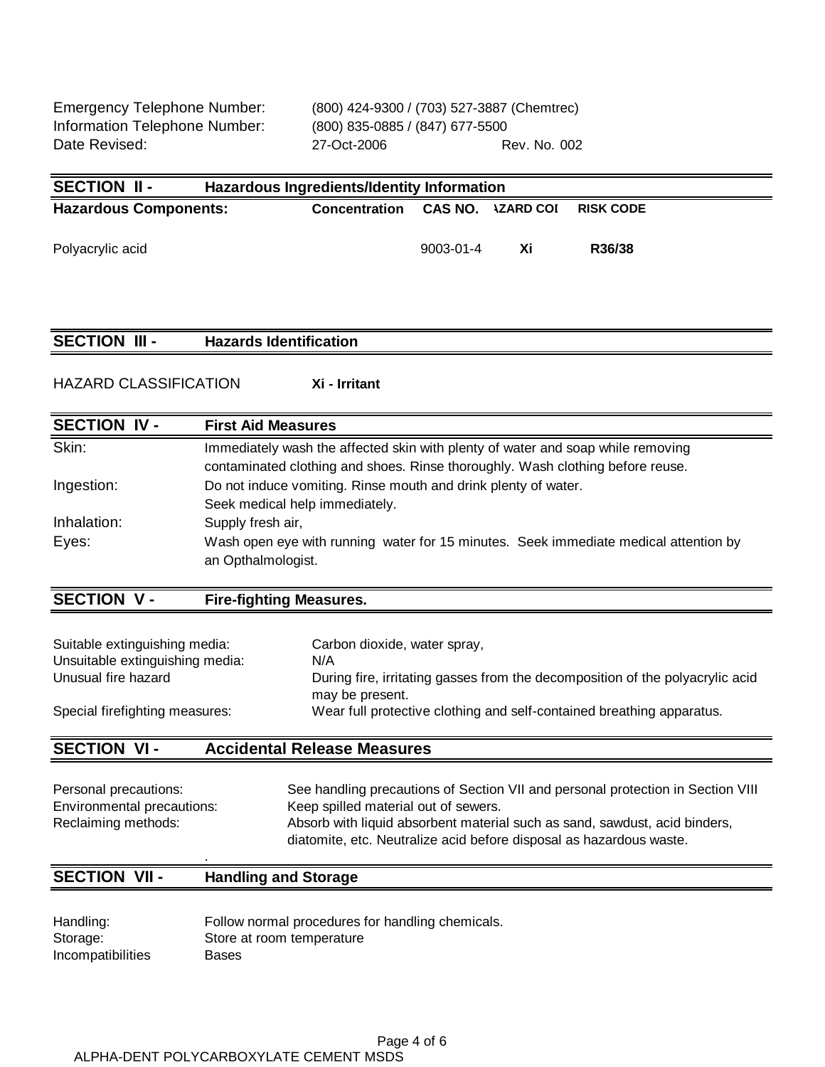| | |
|---|---|
| Emergency Telephone Number: | (800) 424-9300 / (703) 527-3887 (Chemtrec) |
| Information Telephone Number: | (800) 835-0885 / (847) 677-5500 |
| Date Revised: | 27-Oct-2006 Rev. No. 002 |

## SECTION II - Hazardous Ingredients/Identity Information

| Hazardous Components: | Concentration | CAS NO. | HAZARD CODE | RISK CODE |
|---|---|---|---|---|
| Polyacrylic acid | | 9003-01-4 | Xi | R36/38 |

## SECTION III - Hazards Identification

HAZARD CLASSIFICATION **Xi - Irritant**

## SECTION IV - First Aid Measures

| | |
|---|---|
| Skin: | Immediately wash the affected skin with plenty of water and soap while removing contaminated clothing and shoes. Rinse thoroughly. Wash clothing before reuse. |
| Ingestion: | Do not induce vomiting. Rinse mouth and drink plenty of water. Seek medical help immediately. |
| Inhalation: | Supply fresh air, |
| Eyes: | Wash open eye with running water for 15 minutes. Seek immediate medical attention by an Opthalmologist. |

## SECTION V - Fire-fighting Measures.

| | |
|---|---|
| Suitable extinguishing media: | Carbon dioxide, water spray, |
| Unsuitable extinguishing media: | N/A |
| Unusual fire hazard | During fire, irritating gasses from the decomposition of the polyacrylic acid may be present. |
| Special firefighting measures: | Wear full protective clothing and self-contained breathing apparatus. |

## SECTION VI - Accidental Release Measures

| | |
|---|---|
| Personal precautions: | See handling precautions of Section VII and personal protection in Section VIII |
| Environmental precautions: | Keep spilled material out of sewers. |
| Reclaiming methods: | Absorb with liquid absorbent material such as sand, sawdust, acid binders, diatomite, etc. Neutralize acid before disposal as hazardous waste. |

## SECTION VII - Handling and Storage

| | |
|---|---|
| Handling: | Follow normal procedures for handling chemicals. |
| Storage: | Store at room temperature |
| Incompatibilities | Bases |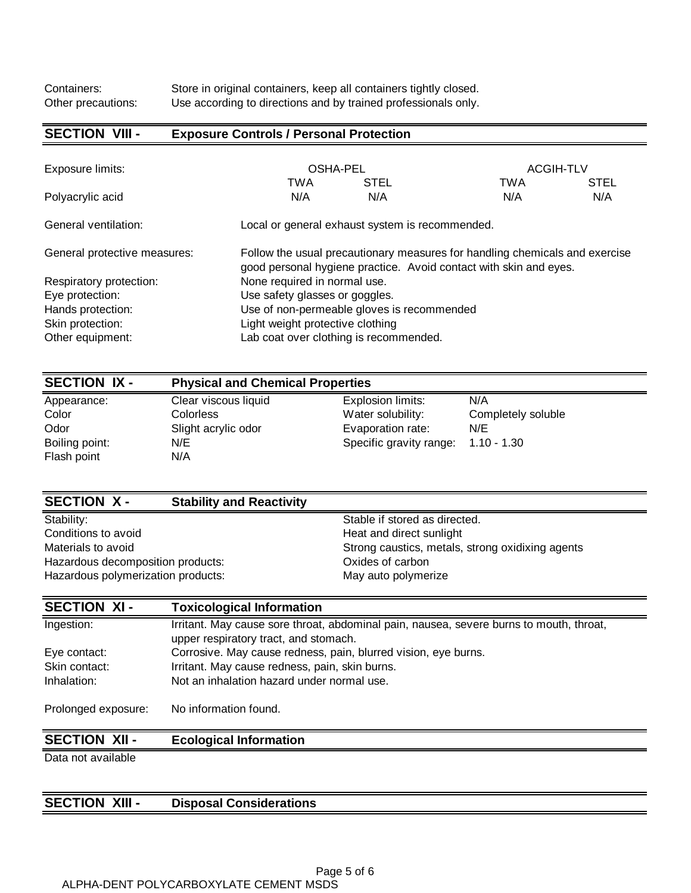| | |
|---|---|
| Containers: | Store in original containers, keep all containers tightly closed. |
| Other precautions: | Use according to directions and by trained professionals only. |

## SECTION VIII - Exposure Controls / Personal Protection

| Exposure limits: | OSHA-PEL | | ACGIH-TLV | |
|---|---|---|---|---|
| | TWA | STEL | TWA | STEL |
| Polyacrylic acid | N/A | N/A | N/A | N/A |

| | |
|---|---|
| General ventilation: | Local or general exhaust system is recommended. |
| General protective measures: | Follow the usual precautionary measures for handling chemicals and exercise good personal hygiene practice. Avoid contact with skin and eyes. |
| Respiratory protection: | None required in normal use. |
| Eye protection: | Use safety glasses or goggles. |
| Hands protection: | Use of non-permeable gloves is recommended |
| Skin protection: | Light weight protective clothing |
| Other equipment: | Lab coat over clothing is recommended. |

## SECTION IX - Physical and Chemical Properties

| | | | |
|---|---|---|---|
| Appearance: | Clear viscous liquid | Explosion limits: | N/A |
| Color | Colorless | Water solubility: | Completely soluble |
| Odor | Slight acrylic odor | Evaporation rate: | N/E |
| Boiling point: | N/E | Specific gravity range: | 1.10 - 1.30 |
| Flash point | N/A | | |

## SECTION X - Stability and Reactivity

| | |
|---|---|
| Stability: | Stable if stored as directed. |
| Conditions to avoid | Heat and direct sunlight |
| Materials to avoid | Strong caustics, metals, strong oxidixing agents |
| Hazardous decomposition products: | Oxides of carbon |
| Hazardous polymerization products: | May auto polymerize |

## SECTION XI - Toxicological Information

| | |
|---|---|
| Ingestion: | Irritant. May cause sore throat, abdominal pain, nausea, severe burns to mouth, throat, upper respiratory tract, and stomach. |
| Eye contact: | Corrosive. May cause redness, pain, blurred vision, eye burns. |
| Skin contact: | Irritant. May cause redness, pain, skin burns. |
| Inhalation: | Not an inhalation hazard under normal use. |
| Prolonged exposure: | No information found. |

## SECTION XII - Ecological Information

Data not available

## SECTION XIII - Disposal Considerations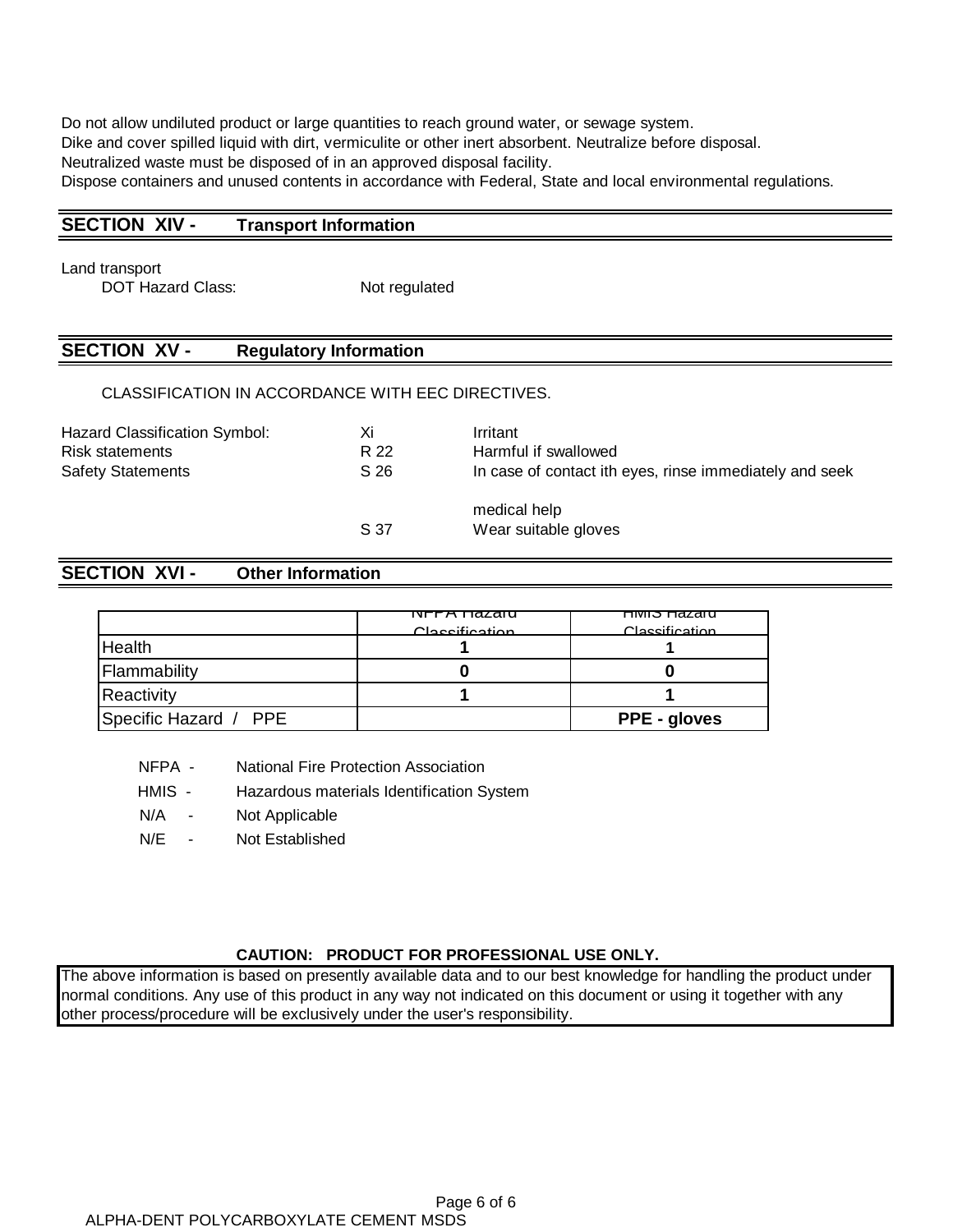Do not allow undiluted product or large quantities to reach ground water, or sewage system.
Dike and cover spilled liquid with dirt, vermiculite or other inert absorbent. Neutralize before disposal.
Neutralized waste must be disposed of in an approved disposal facility.
Dispose containers and unused contents in accordance with Federal, State and local environmental regulations.

## SECTION XIV - Transport Information

Land transport

DOT Hazard Class: Not regulated

## SECTION XV - Regulatory Information

CLASSIFICATION IN ACCORDANCE WITH EEC DIRECTIVES.

| | | |
|---|---|---|
| Hazard Classification Symbol: | Xi | Irritant |
| Risk statements | R 22 | Harmful if swallowed |
| Safety Statements | S 26 | In case of contact ith eyes, rinse immediately and seek medical help |
| | S 37 | Wear suitable gloves |

## SECTION XVI - Other Information

| | NFPA Hazard Classification | HMIS Hazard Classification |
|---|---|---|
| Health | **1** | **1** |
| Flammability | **0** | **0** |
| Reactivity | **1** | **1** |
| Specific Hazard / PPE | | **PPE - gloves** |

NFPA - National Fire Protection Association
HMIS - Hazardous materials Identification System
N/A - Not Applicable
N/E - Not Established

**CAUTION: PRODUCT FOR PROFESSIONAL USE ONLY.**

The above information is based on presently available data and to our best knowledge for handling the product under normal conditions. Any use of this product in any way not indicated on this document or using it together with any other process/procedure will be exclusively under the user's responsibility.